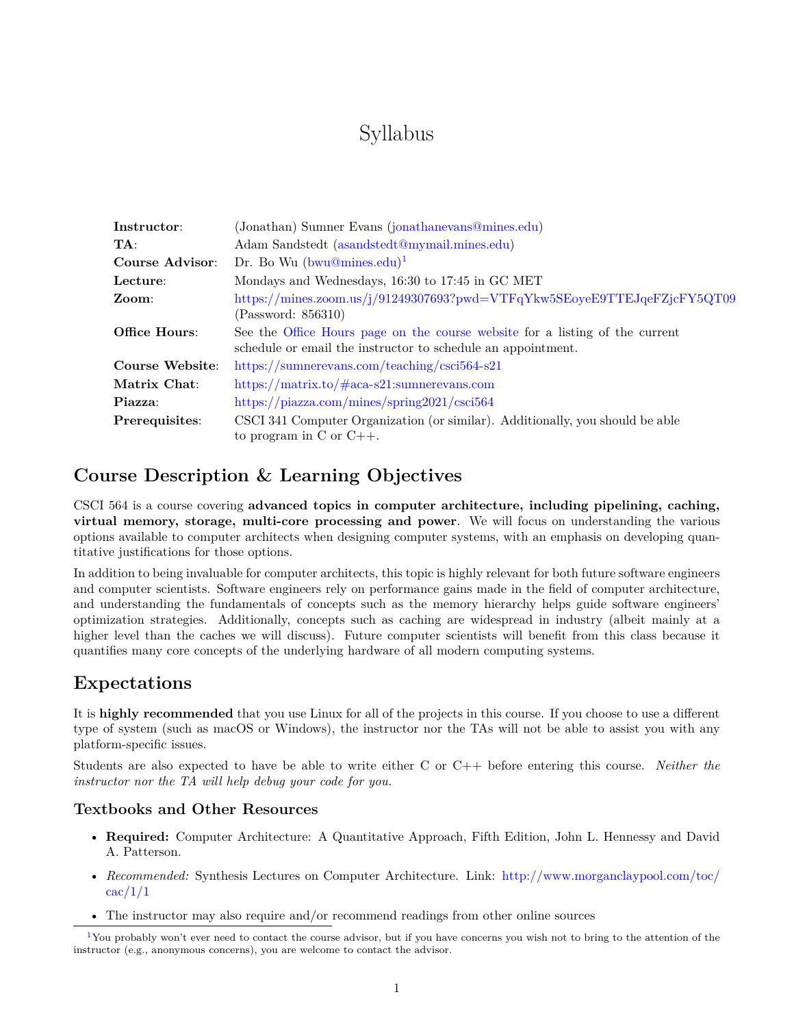# Syllabus

| | |
|---|---|
| **Instructor**: | (Jonathan) Sumner Evans (jonathanevans@mines.edu) |
| **TA**: | Adam Sandstedt (asandstedt@mymail.mines.edu) |
| **Course Advisor**: | Dr. Bo Wu (bwu@mines.edu)[1] |
| **Lecture**: | Mondays and Wednesdays, 16:30 to 17:45 in GC MET |
| **Zoom**: | https://mines.zoom.us/j/91249307693?pwd=VTFqYkw5SEoyeE9TTEJqeFZjcFY5QT09 (Password: 856310) |
| **Office Hours**: | See the Office Hours page on the course website for a listing of the current schedule or email the instructor to schedule an appointment. |
| **Course Website**: | https://sumnerevans.com/teaching/csci564-s21 |
| **Matrix Chat**: | https://matrix.to/#aca-s21:sumnerevans.com |
| **Piazza**: | https://piazza.com/mines/spring2021/csci564 |
| **Prerequisites**: | CSCI 341 Computer Organization (or similar). Additionally, you should be able to program in C or C++. |

## Course Description & Learning Objectives

CSCI 564 is a course covering **advanced topics in computer architecture, including pipelining, caching, virtual memory, storage, multi-core processing and power**. We will focus on understanding the various options available to computer architects when designing computer systems, with an emphasis on developing quantitative justifications for those options.

In addition to being invaluable for computer architects, this topic is highly relevant for both future software engineers and computer scientists. Software engineers rely on performance gains made in the field of computer architecture, and understanding the fundamentals of concepts such as the memory hierarchy helps guide software engineers' optimization strategies. Additionally, concepts such as caching are widespread in industry (albeit mainly at a higher level than the caches we will discuss). Future computer scientists will benefit from this class because it quantifies many core concepts of the underlying hardware of all modern computing systems.

## Expectations

It is **highly recommended** that you use Linux for all of the projects in this course. If you choose to use a different type of system (such as macOS or Windows), the instructor nor the TAs will not be able to assist you with any platform-specific issues.

Students are also expected to have be able to write either C or C++ before entering this course. *Neither the instructor nor the TA will help debug your code for you.*

### Textbooks and Other Resources

- **Required:** Computer Architecture: A Quantitative Approach, Fifth Edition, John L. Hennessy and David A. Patterson.
- *Recommended:* Synthesis Lectures on Computer Architecture. Link: http://www.morganclaypool.com/toc/cac/1/1
- The instructor may also require and/or recommend readings from other online sources

[1] You probably won't ever need to contact the course advisor, but if you have concerns you wish not to bring to the attention of the instructor (e.g., anonymous concerns), you are welcome to contact the advisor.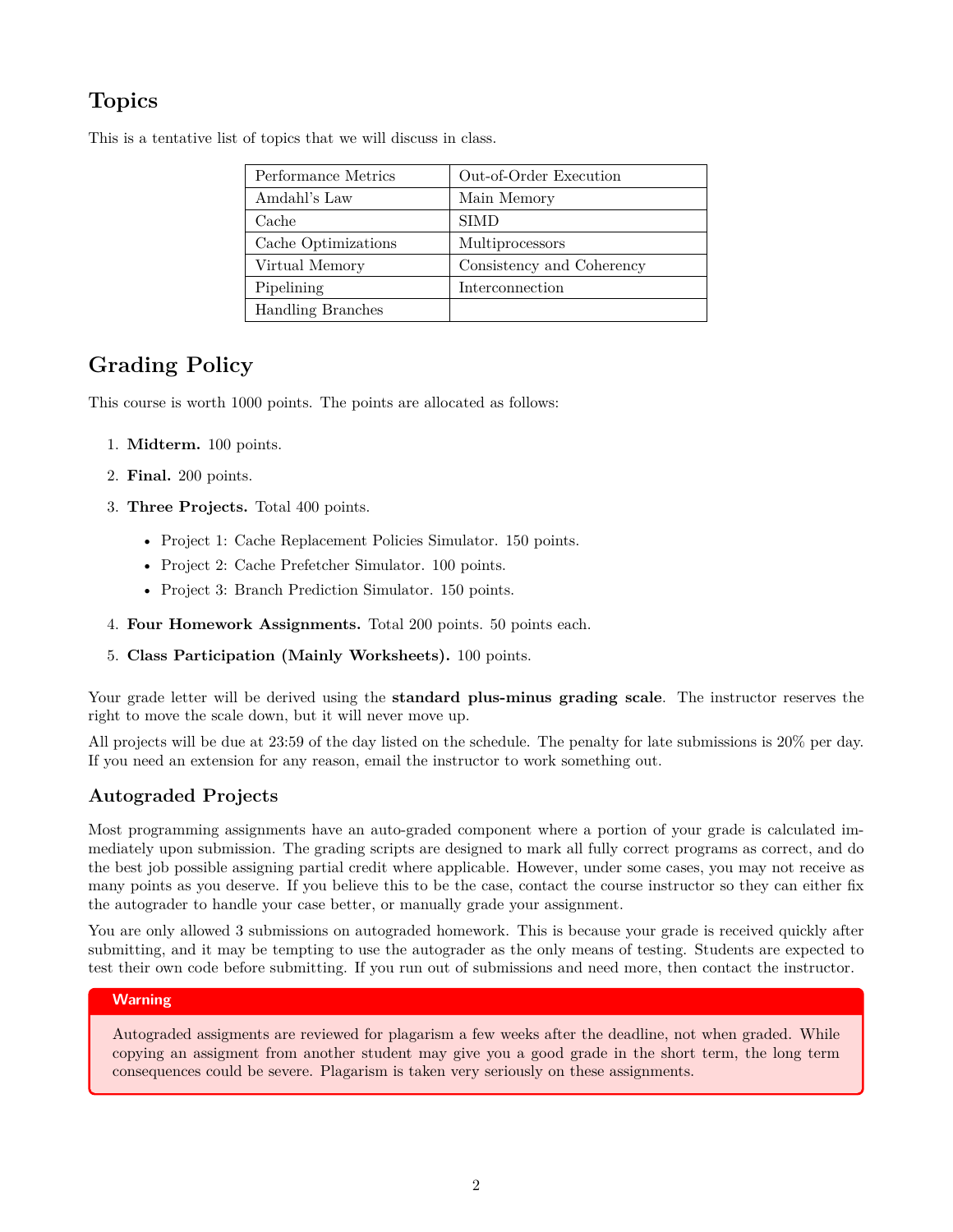## Topics

This is a tentative list of topics that we will discuss in class.

| Performance Metrics | Out-of-Order Execution |
| --- | --- |
| Amdahl's Law | Main Memory |
| Cache | SIMD |
| Cache Optimizations | Multiprocessors |
| Virtual Memory | Consistency and Coherency |
| Pipelining | Interconnection |
| Handling Branches | |

## Grading Policy

This course is worth 1000 points. The points are allocated as follows:

1. **Midterm.** 100 points.
2. **Final.** 200 points.
3. **Three Projects.** Total 400 points.
   - Project 1: Cache Replacement Policies Simulator. 150 points.
   - Project 2: Cache Prefetcher Simulator. 100 points.
   - Project 3: Branch Prediction Simulator. 150 points.
4. **Four Homework Assignments.** Total 200 points. 50 points each.
5. **Class Participation (Mainly Worksheets).** 100 points.

Your grade letter will be derived using the **standard plus-minus grading scale**. The instructor reserves the right to move the scale down, but it will never move up.

All projects will be due at 23:59 of the day listed on the schedule. The penalty for late submissions is 20% per day. If you need an extension for any reason, email the instructor to work something out.

### Autograded Projects

Most programming assignments have an auto-graded component where a portion of your grade is calculated immediately upon submission. The grading scripts are designed to mark all fully correct programs as correct, and do the best job possible assigning partial credit where applicable. However, under some cases, you may not receive as many points as you deserve. If you believe this to be the case, contact the course instructor so they can either fix the autograder to handle your case better, or manually grade your assignment.

You are only allowed 3 submissions on autograded homework. This is because your grade is received quickly after submitting, and it may be tempting to use the autograder as the only means of testing. Students are expected to test their own code before submitting. If you run out of submissions and need more, then contact the instructor.

> **Warning**
>
> Autograded assigments are reviewed for plagarism a few weeks after the deadline, not when graded. While copying an assigment from another student may give you a good grade in the short term, the long term consequences could be severe. Plagarism is taken very seriously on these assignments.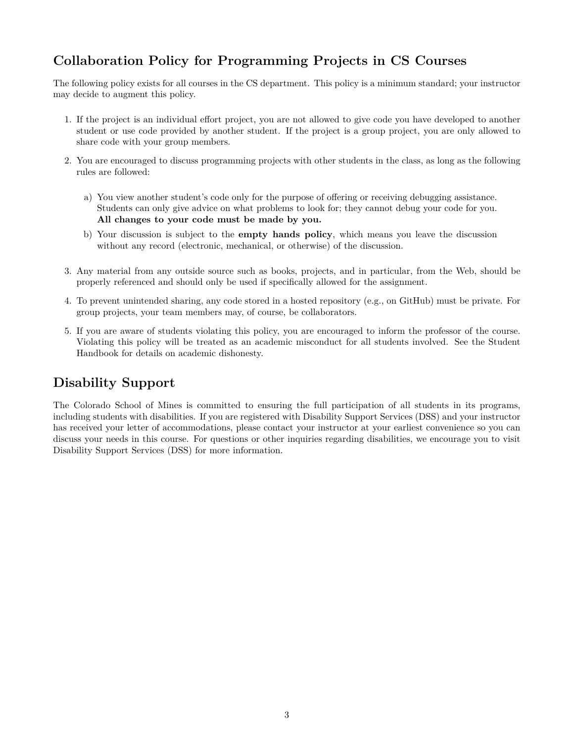## Collaboration Policy for Programming Projects in CS Courses

The following policy exists for all courses in the CS department. This policy is a minimum standard; your instructor may decide to augment this policy.

1. If the project is an individual effort project, you are not allowed to give code you have developed to another student or use code provided by another student. If the project is a group project, you are only allowed to share code with your group members.

2. You are encouraged to discuss programming projects with other students in the class, as long as the following rules are followed:

   a) You view another student's code only for the purpose of offering or receiving debugging assistance. Students can only give advice on what problems to look for; they cannot debug your code for you. **All changes to your code must be made by you.**

   b) Your discussion is subject to the **empty hands policy**, which means you leave the discussion without any record (electronic, mechanical, or otherwise) of the discussion.

3. Any material from any outside source such as books, projects, and in particular, from the Web, should be properly referenced and should only be used if specifically allowed for the assignment.

4. To prevent unintended sharing, any code stored in a hosted repository (e.g., on GitHub) must be private. For group projects, your team members may, of course, be collaborators.

5. If you are aware of students violating this policy, you are encouraged to inform the professor of the course. Violating this policy will be treated as an academic misconduct for all students involved. See the Student Handbook for details on academic dishonesty.

## Disability Support

The Colorado School of Mines is committed to ensuring the full participation of all students in its programs, including students with disabilities. If you are registered with Disability Support Services (DSS) and your instructor has received your letter of accommodations, please contact your instructor at your earliest convenience so you can discuss your needs in this course. For questions or other inquiries regarding disabilities, we encourage you to visit Disability Support Services (DSS) for more information.